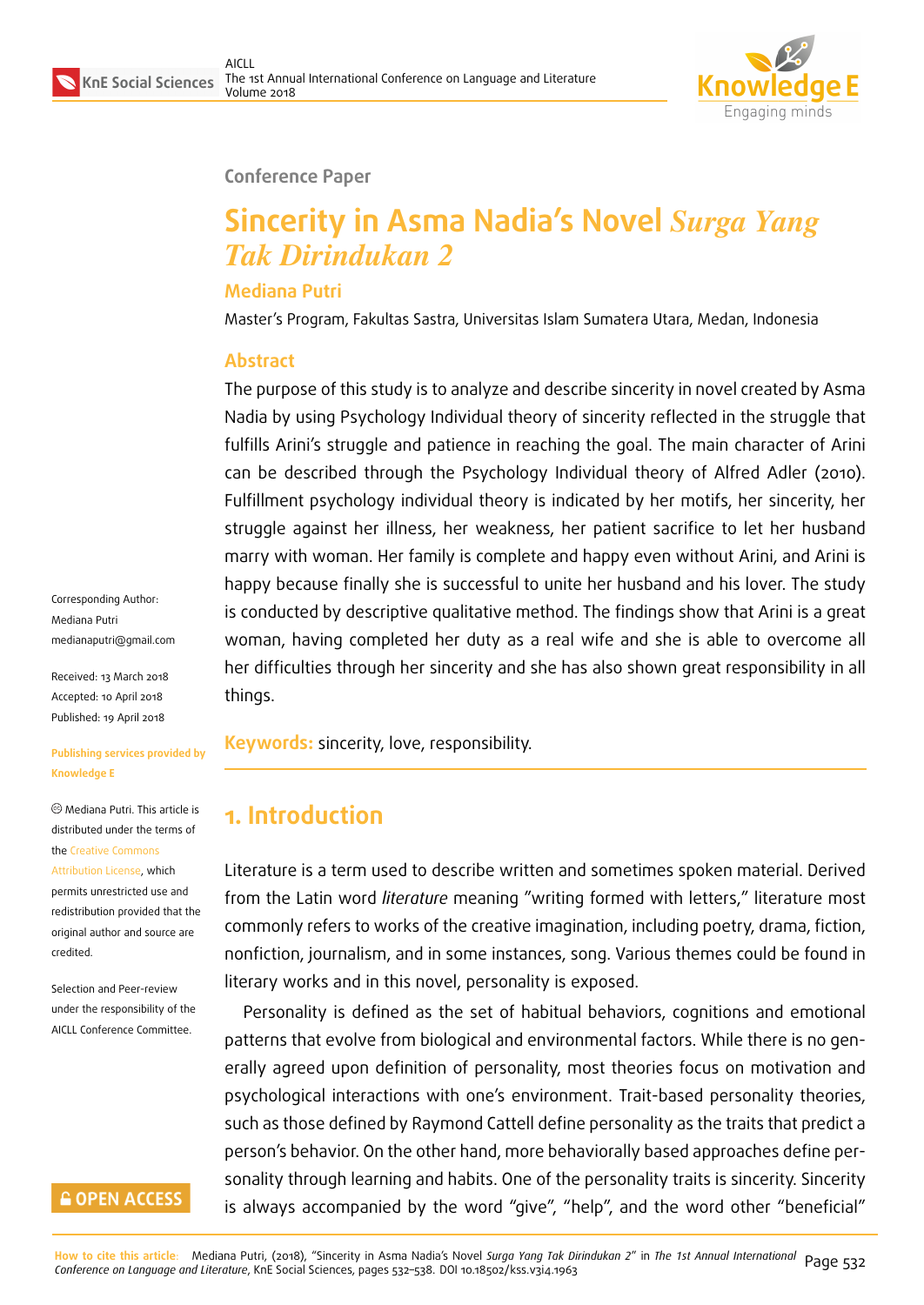Conference Paper

# Sincerity in Asma Nadia's Novel *Surga Yang Tak Dirindukan 2*

**Mediana Putri**

Master's Program, Fakultas Sastra, Universitas Islam Sumatera Utara, Medan, Indonesia

## Abstract

The purpose of this study is to analyze and describe sincerity in novel created by Asma Nadia by using Psychology Individual theory of sincerity reflected in the struggle that fulfills Arini's struggle and patience in reaching the goal. The main character of Arini can be described through the Psychology Individual theory of Alfred Adler (2010). Fulfillment psychology individual theory is indicated by her motifs, her sincerity, her struggle against her illness, her weakness, her patient sacrifice to let her husband marry with woman. Her family is complete and happy even without Arini, and Arini is happy because finally she is successful to unite her husband and his lover. The study is conducted by descriptive qualitative method. The findings show that Arini is a great woman, having completed her duty as a real wife and she is able to overcome all her difficulties through her sincerity and she has also shown great responsibility in all things.

**Keywords:** sincerity, love, responsibility.

Corresponding Author:
Mediana Putri
medianaputri@gmail.com

Received: 13 March 2018
Accepted: 10 April 2018
Published: 19 April 2018

**Publishing services provided by Knowledge E**

© Mediana Putri. This article is distributed under the terms of the Creative Commons Attribution License, which permits unrestricted use and redistribution provided that the original author and source are credited.

Selection and Peer-review under the responsibility of the AICLL Conference Committee.

## 1. Introduction

Literature is a term used to describe written and sometimes spoken material. Derived from the Latin word *literature* meaning "writing formed with letters," literature most commonly refers to works of the creative imagination, including poetry, drama, fiction, nonfiction, journalism, and in some instances, song. Various themes could be found in literary works and in this novel, personality is exposed.

Personality is defined as the set of habitual behaviors, cognitions and emotional patterns that evolve from biological and environmental factors. While there is no generally agreed upon definition of personality, most theories focus on motivation and psychological interactions with one's environment. Trait-based personality theories, such as those defined by Raymond Cattell define personality as the traits that predict a person's behavior. On the other hand, more behaviorally based approaches define personality through learning and habits. One of the personality traits is sincerity. Sincerity is always accompanied by the word "give", "help", and the word other "beneficial"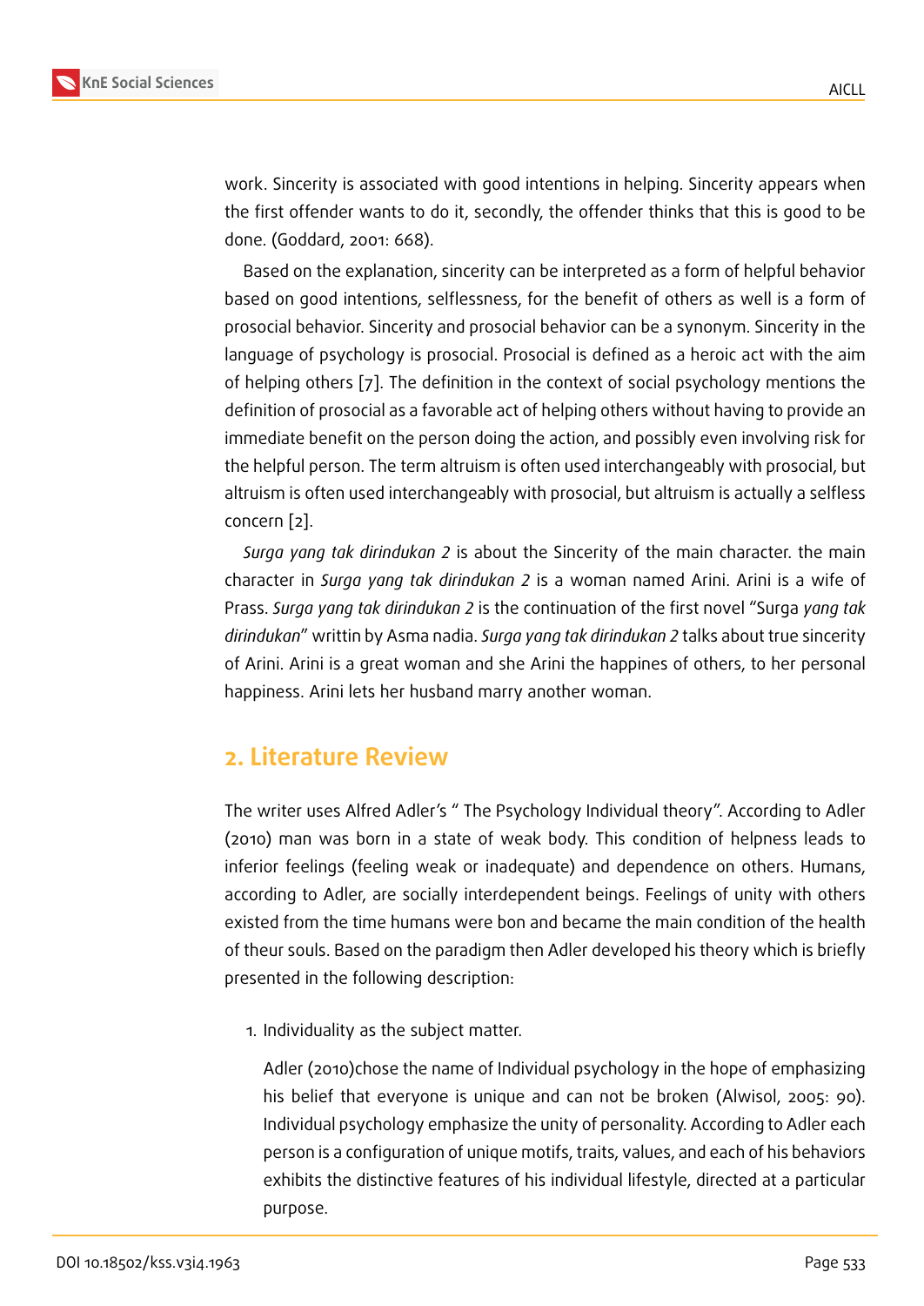work. Sincerity is associated with good intentions in helping. Sincerity appears when the first offender wants to do it, secondly, the offender thinks that this is good to be done. (Goddard, 2001: 668).

Based on the explanation, sincerity can be interpreted as a form of helpful behavior based on good intentions, selflessness, for the benefit of others as well is a form of prosocial behavior. Sincerity and prosocial behavior can be a synonym. Sincerity in the language of psychology is prosocial. Prosocial is defined as a heroic act with the aim of helping others [7]. The definition in the context of social psychology mentions the definition of prosocial as a favorable act of helping others without having to provide an immediate benefit on the person doing the action, and possibly even involving risk for the helpful person. The term altruism is often used interchangeably with prosocial, but altruism is often used interchangeably with prosocial, but altruism is actually a selfless concern [2].

*Surga yang tak dirindukan 2* is about the Sincerity of the main character. the main character in *Surga yang tak dirindukan 2* is a woman named Arini. Arini is a wife of Prass. *Surga yang tak dirindukan 2* is the continuation of the first novel "Surga *yang tak dirindukan*" writtin by Asma nadia. *Surga yang tak dirindukan 2* talks about true sincerity of Arini. Arini is a great woman and she Arini the happines of others, to her personal happiness. Arini lets her husband marry another woman.

## 2. Literature Review

The writer uses Alfred Adler's " The Psychology Individual theory". According to Adler (2010) man was born in a state of weak body. This condition of helpness leads to inferior feelings (feeling weak or inadequate) and dependence on others. Humans, according to Adler, are socially interdependent beings. Feelings of unity with others existed from the time humans were bon and became the main condition of the health of theur souls. Based on the paradigm then Adler developed his theory which is briefly presented in the following description:

1. Individuality as the subject matter.

   Adler (2010)chose the name of Individual psychology in the hope of emphasizing his belief that everyone is unique and can not be broken (Alwisol, 2005: 90). Individual psychology emphasize the unity of personality. According to Adler each person is a configuration of unique motifs, traits, values, and each of his behaviors exhibits the distinctive features of his individual lifestyle, directed at a particular purpose.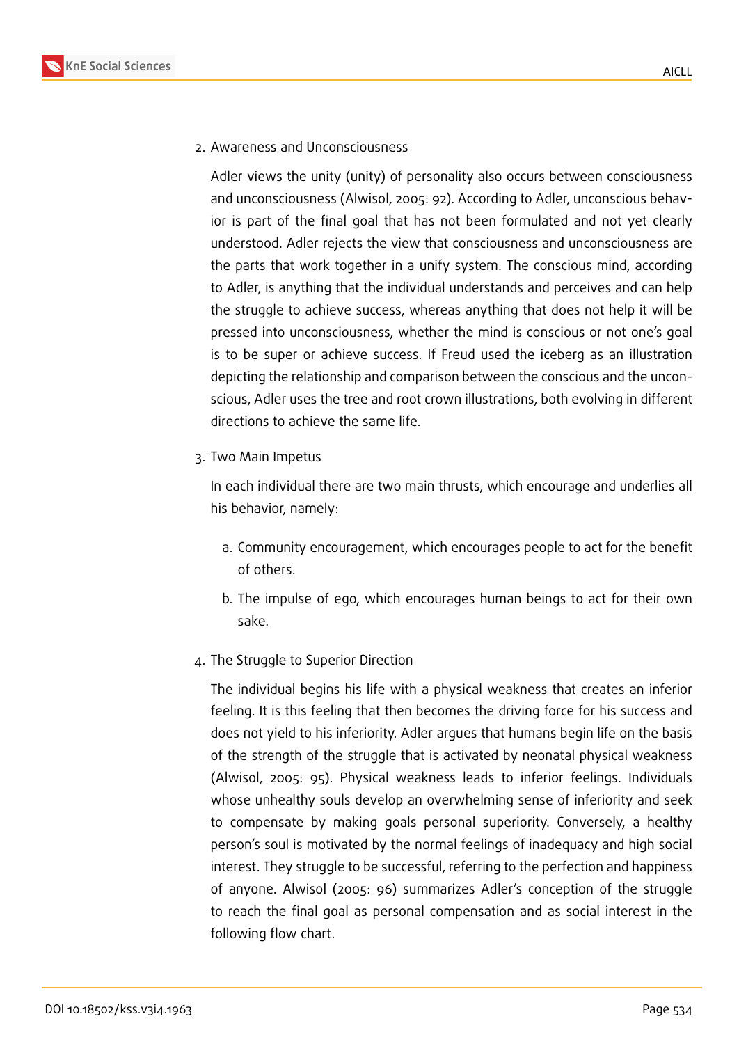2. Awareness and Unconsciousness

   Adler views the unity (unity) of personality also occurs between consciousness and unconsciousness (Alwisol, 2005: 92). According to Adler, unconscious behavior is part of the final goal that has not been formulated and not yet clearly understood. Adler rejects the view that consciousness and unconsciousness are the parts that work together in a unify system. The conscious mind, according to Adler, is anything that the individual understands and perceives and can help the struggle to achieve success, whereas anything that does not help it will be pressed into unconsciousness, whether the mind is conscious or not one's goal is to be super or achieve success. If Freud used the iceberg as an illustration depicting the relationship and comparison between the conscious and the unconscious, Adler uses the tree and root crown illustrations, both evolving in different directions to achieve the same life.

3. Two Main Impetus

   In each individual there are two main thrusts, which encourage and underlies all his behavior, namely:

   a. Community encouragement, which encourages people to act for the benefit of others.

   b. The impulse of ego, which encourages human beings to act for their own sake.

4. The Struggle to Superior Direction

   The individual begins his life with a physical weakness that creates an inferior feeling. It is this feeling that then becomes the driving force for his success and does not yield to his inferiority. Adler argues that humans begin life on the basis of the strength of the struggle that is activated by neonatal physical weakness (Alwisol, 2005: 95). Physical weakness leads to inferior feelings. Individuals whose unhealthy souls develop an overwhelming sense of inferiority and seek to compensate by making goals personal superiority. Conversely, a healthy person's soul is motivated by the normal feelings of inadequacy and high social interest. They struggle to be successful, referring to the perfection and happiness of anyone. Alwisol (2005: 96) summarizes Adler's conception of the struggle to reach the final goal as personal compensation and as social interest in the following flow chart.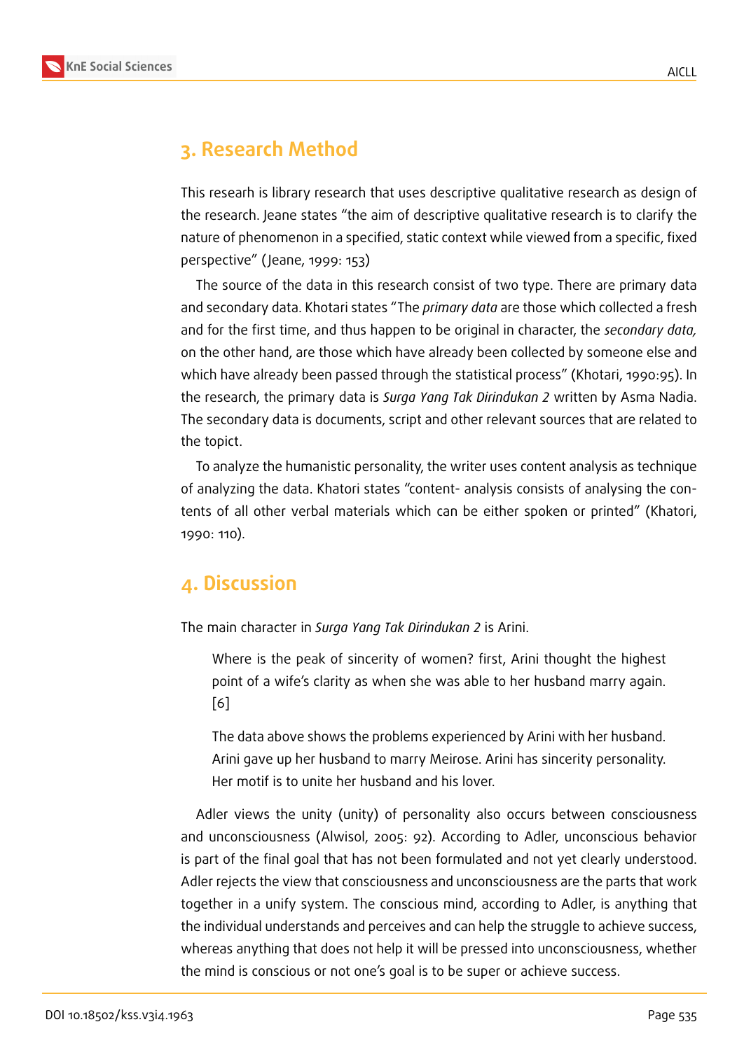## 3. Research Method

This researh is library research that uses descriptive qualitative research as design of the research. Jeane states “the aim of descriptive qualitative research is to clarify the nature of phenomenon in a specified, static context while viewed from a specific, fixed perspective” (Jeane, 1999: 153)

The source of the data in this research consist of two type. There are primary data and secondary data. Khotari states “The *primary data* are those which collected a fresh and for the first time, and thus happen to be original in character, the *secondary data,* on the other hand, are those which have already been collected by someone else and which have already been passed through the statistical process” (Khotari, 1990:95). In the research, the primary data is *Surga Yang Tak Dirindukan 2* written by Asma Nadia. The secondary data is documents, script and other relevant sources that are related to the topict.

To analyze the humanistic personality, the writer uses content analysis as technique of analyzing the data. Khatori states “content- analysis consists of analysing the contents of all other verbal materials which can be either spoken or printed” (Khatori, 1990: 110).

## 4. Discussion

The main character in *Surga Yang Tak Dirindukan 2* is Arini.

> Where is the peak of sincerity of women? first, Arini thought the highest point of a wife's clarity as when she was able to her husband marry again. [6]
>
> The data above shows the problems experienced by Arini with her husband. Arini gave up her husband to marry Meirose. Arini has sincerity personality. Her motif is to unite her husband and his lover.

Adler views the unity (unity) of personality also occurs between consciousness and unconsciousness (Alwisol, 2005: 92). According to Adler, unconscious behavior is part of the final goal that has not been formulated and not yet clearly understood. Adler rejects the view that consciousness and unconsciousness are the parts that work together in a unify system. The conscious mind, according to Adler, is anything that the individual understands and perceives and can help the struggle to achieve success, whereas anything that does not help it will be pressed into unconsciousness, whether the mind is conscious or not one's goal is to be super or achieve success.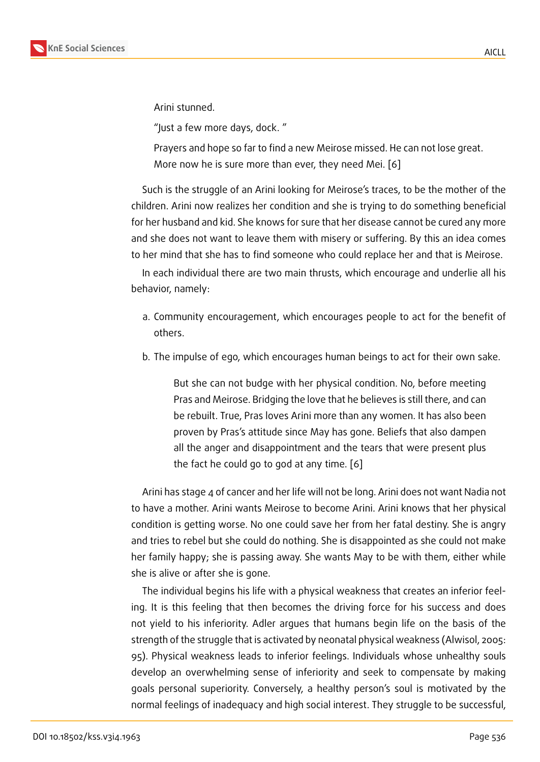> Arini stunned.
>
> "Just a few more days, dock. "
>
> Prayers and hope so far to find a new Meirose missed. He can not lose great. More now he is sure more than ever, they need Mei. [6]

Such is the struggle of an Arini looking for Meirose's traces, to be the mother of the children. Arini now realizes her condition and she is trying to do something beneficial for her husband and kid. She knows for sure that her disease cannot be cured any more and she does not want to leave them with misery or suffering. By this an idea comes to her mind that she has to find someone who could replace her and that is Meirose.

In each individual there are two main thrusts, which encourage and underlie all his behavior, namely:

a. Community encouragement, which encourages people to act for the benefit of others.

b. The impulse of ego, which encourages human beings to act for their own sake.

> But she can not budge with her physical condition. No, before meeting Pras and Meirose. Bridging the love that he believes is still there, and can be rebuilt. True, Pras loves Arini more than any women. It has also been proven by Pras's attitude since May has gone. Beliefs that also dampen all the anger and disappointment and the tears that were present plus the fact he could go to god at any time. [6]

Arini has stage 4 of cancer and her life will not be long. Arini does not want Nadia not to have a mother. Arini wants Meirose to become Arini. Arini knows that her physical condition is getting worse. No one could save her from her fatal destiny. She is angry and tries to rebel but she could do nothing. She is disappointed as she could not make her family happy; she is passing away. She wants May to be with them, either while she is alive or after she is gone.

The individual begins his life with a physical weakness that creates an inferior feeling. It is this feeling that then becomes the driving force for his success and does not yield to his inferiority. Adler argues that humans begin life on the basis of the strength of the struggle that is activated by neonatal physical weakness (Alwisol, 2005: 95). Physical weakness leads to inferior feelings. Individuals whose unhealthy souls develop an overwhelming sense of inferiority and seek to compensate by making goals personal superiority. Conversely, a healthy person's soul is motivated by the normal feelings of inadequacy and high social interest. They struggle to be successful,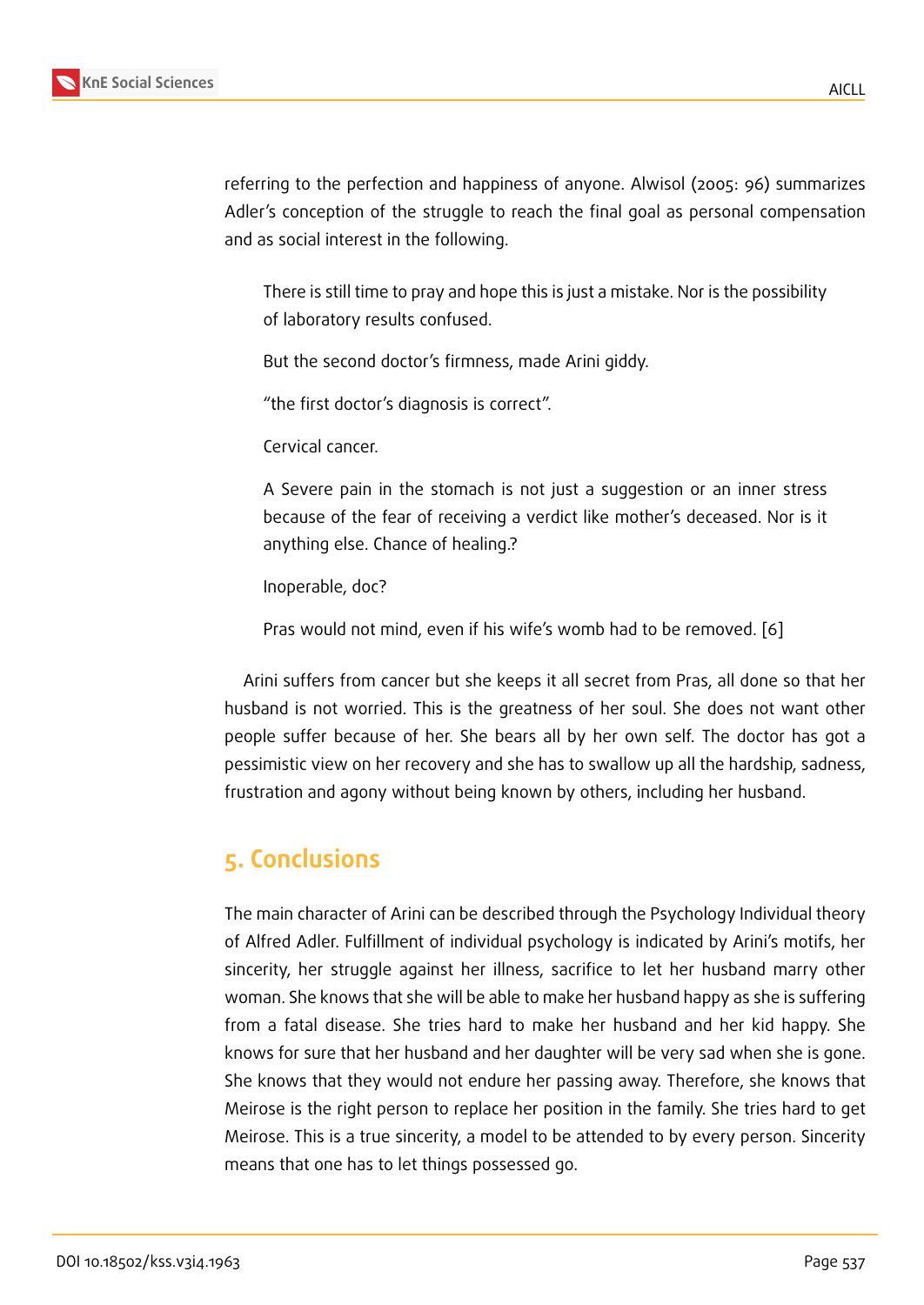referring to the perfection and happiness of anyone. Alwisol (2005: 96) summarizes Adler's conception of the struggle to reach the final goal as personal compensation and as social interest in the following.

> There is still time to pray and hope this is just a mistake. Nor is the possibility of laboratory results confused.
>
> But the second doctor's firmness, made Arini giddy.
>
> "the first doctor's diagnosis is correct".
>
> Cervical cancer.
>
> A Severe pain in the stomach is not just a suggestion or an inner stress because of the fear of receiving a verdict like mother's deceased. Nor is it anything else. Chance of healing.?
>
> Inoperable, doc?
>
> Pras would not mind, even if his wife's womb had to be removed. [6]

Arini suffers from cancer but she keeps it all secret from Pras, all done so that her husband is not worried. This is the greatness of her soul. She does not want other people suffer because of her. She bears all by her own self. The doctor has got a pessimistic view on her recovery and she has to swallow up all the hardship, sadness, frustration and agony without being known by others, including her husband.

## 5. Conclusions

The main character of Arini can be described through the Psychology Individual theory of Alfred Adler. Fulfillment of individual psychology is indicated by Arini's motifs, her sincerity, her struggle against her illness, sacrifice to let her husband marry other woman. She knows that she will be able to make her husband happy as she is suffering from a fatal disease. She tries hard to make her husband and her kid happy. She knows for sure that her husband and her daughter will be very sad when she is gone. She knows that they would not endure her passing away. Therefore, she knows that Meirose is the right person to replace her position in the family. She tries hard to get Meirose. This is a true sincerity, a model to be attended to by every person. Sincerity means that one has to let things possessed go.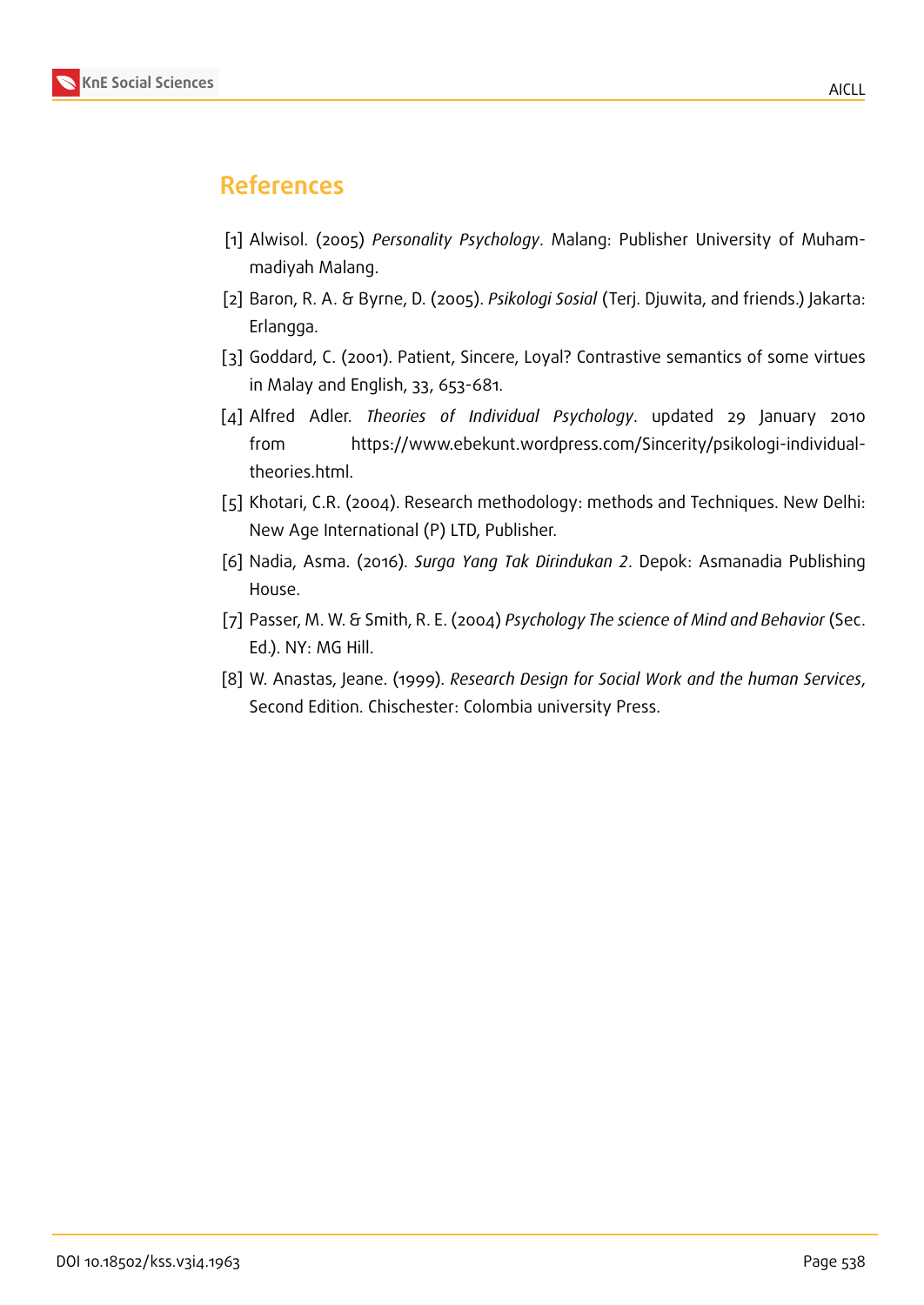## References

[1] Alwisol. (2005) *Personality Psychology*. Malang: Publisher University of Muhammadiyah Malang.

[2] Baron, R. A. & Byrne, D. (2005). *Psikologi Sosial* (Terj. Djuwita, and friends.) Jakarta: Erlangga.

[3] Goddard, C. (2001). Patient, Sincere, Loyal? Contrastive semantics of some virtues in Malay and English, 33, 653-681.

[4] Alfred Adler. *Theories of Individual Psychology*. updated 29 January 2010 from https://www.ebekunt.wordpress.com/Sincerity/psikologi-individual-theories.html.

[5] Khotari, C.R. (2004). Research methodology: methods and Techniques. New Delhi: New Age International (P) LTD, Publisher.

[6] Nadia, Asma. (2016). *Surga Yang Tak Dirindukan 2*. Depok: Asmanadia Publishing House.

[7] Passer, M. W. & Smith, R. E. (2004) *Psychology The science of Mind and Behavior* (Sec. Ed.). NY: MG Hill.

[8] W. Anastas, Jeane. (1999). *Research Design for Social Work and the human Services*, Second Edition. Chischester: Colombia university Press.